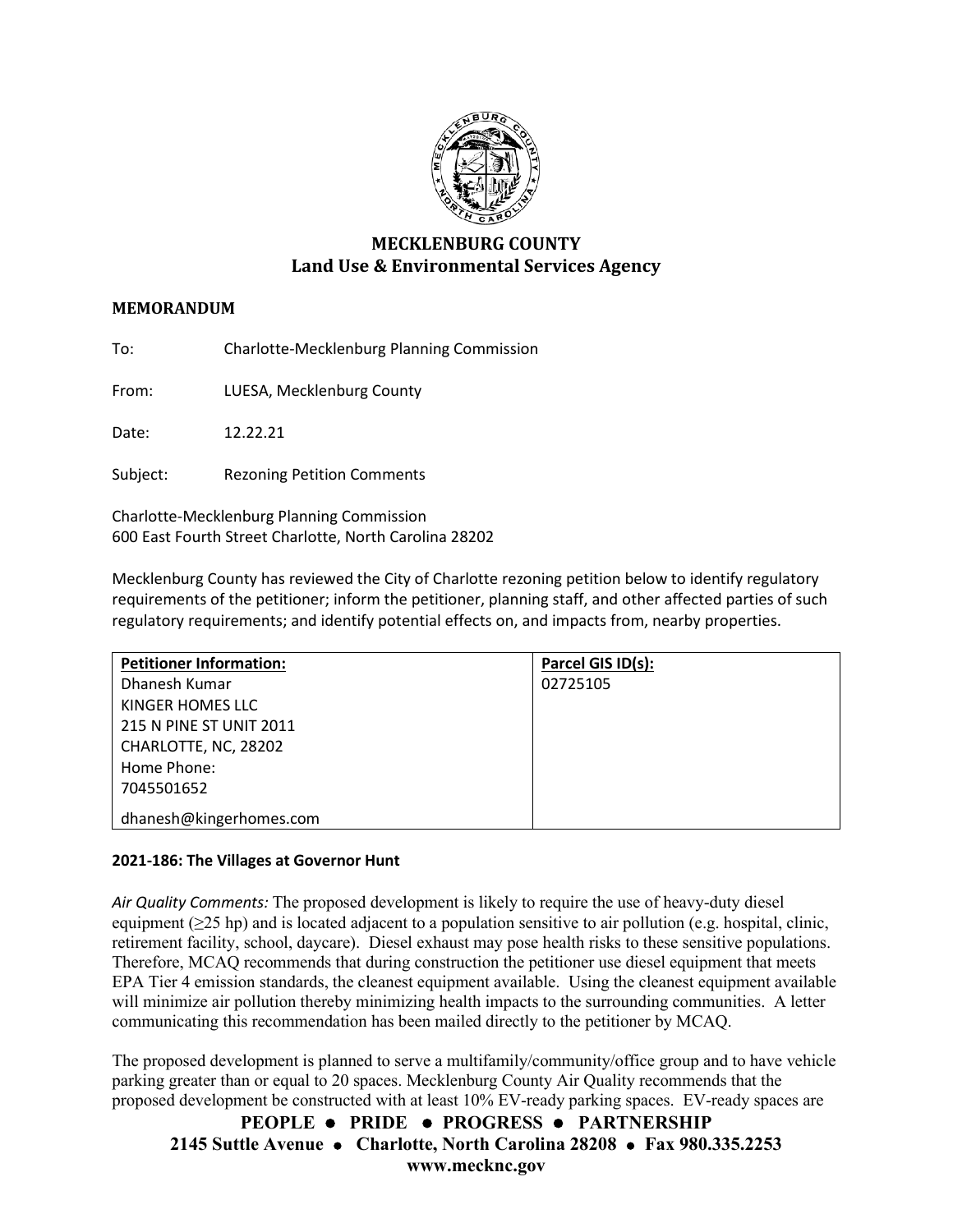# MECKLENBURG COUNTY
## Land Use & Environmental Services Agency

**MEMORANDUM**

To: Charlotte-Mecklenburg Planning Commission

From: LUESA, Mecklenburg County

Date: 12.22.21

Subject: Rezoning Petition Comments

Charlotte-Mecklenburg Planning Commission
600 East Fourth Street Charlotte, North Carolina 28202

Mecklenburg County has reviewed the City of Charlotte rezoning petition below to identify regulatory requirements of the petitioner; inform the petitioner, planning staff, and other affected parties of such regulatory requirements; and identify potential effects on, and impacts from, nearby properties.

| Petitioner Information: | Parcel GIS ID(s): |
|---|---|
| Dhanesh Kumar<br>KINGER HOMES LLC<br>215 N PINE ST UNIT 2011<br>CHARLOTTE, NC, 28202<br>Home Phone:<br>7045501652<br>dhanesh@kingerhomes.com | 02725105 |

**2021-186: The Villages at Governor Hunt**

*Air Quality Comments:* The proposed development is likely to require the use of heavy-duty diesel equipment (≥25 hp) and is located adjacent to a population sensitive to air pollution (e.g. hospital, clinic, retirement facility, school, daycare). Diesel exhaust may pose health risks to these sensitive populations. Therefore, MCAQ recommends that during construction the petitioner use diesel equipment that meets EPA Tier 4 emission standards, the cleanest equipment available. Using the cleanest equipment available will minimize air pollution thereby minimizing health impacts to the surrounding communities. A letter communicating this recommendation has been mailed directly to the petitioner by MCAQ.

The proposed development is planned to serve a multifamily/community/office group and to have vehicle parking greater than or equal to 20 spaces. Mecklenburg County Air Quality recommends that the proposed development be constructed with at least 10% EV-ready parking spaces. EV-ready spaces are

**PEOPLE • PRIDE • PROGRESS • PARTNERSHIP**
**2145 Suttle Avenue • Charlotte, North Carolina 28208 • Fax 980.335.2253**
**www.mecknc.gov**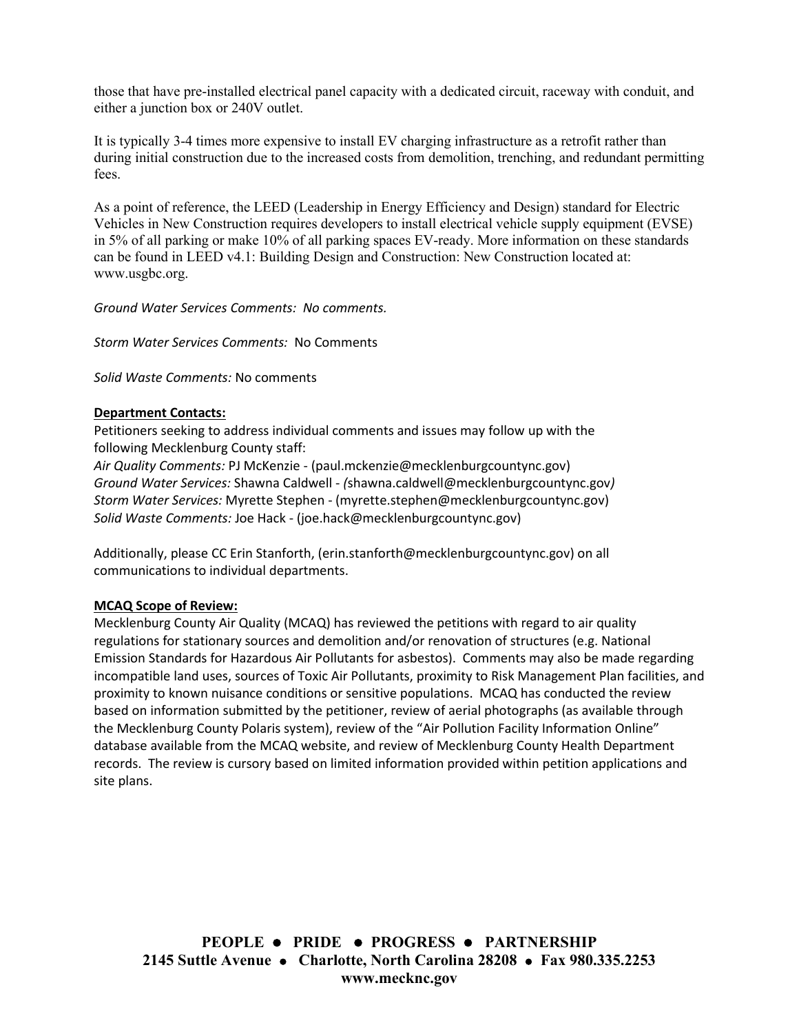those that have pre-installed electrical panel capacity with a dedicated circuit, raceway with conduit, and either a junction box or 240V outlet.

It is typically 3-4 times more expensive to install EV charging infrastructure as a retrofit rather than during initial construction due to the increased costs from demolition, trenching, and redundant permitting fees.

As a point of reference, the LEED (Leadership in Energy Efficiency and Design) standard for Electric Vehicles in New Construction requires developers to install electrical vehicle supply equipment (EVSE) in 5% of all parking or make 10% of all parking spaces EV-ready. More information on these standards can be found in LEED v4.1: Building Design and Construction: New Construction located at: www.usgbc.org.

*Ground Water Services Comments: No comments.*

*Storm Water Services Comments:* No Comments

*Solid Waste Comments:* No comments

**Department Contacts:**

Petitioners seeking to address individual comments and issues may follow up with the following Mecklenburg County staff:
*Air Quality Comments:* PJ McKenzie - (paul.mckenzie@mecklenburgcountync.gov)
*Ground Water Services:* Shawna Caldwell - (shawna.caldwell@mecklenburgcountync.gov)
*Storm Water Services:* Myrette Stephen - (myrette.stephen@mecklenburgcountync.gov)
*Solid Waste Comments:* Joe Hack - (joe.hack@mecklenburgcountync.gov)

Additionally, please CC Erin Stanforth, (erin.stanforth@mecklenburgcountync.gov) on all communications to individual departments.

**MCAQ Scope of Review:**

Mecklenburg County Air Quality (MCAQ) has reviewed the petitions with regard to air quality regulations for stationary sources and demolition and/or renovation of structures (e.g. National Emission Standards for Hazardous Air Pollutants for asbestos). Comments may also be made regarding incompatible land uses, sources of Toxic Air Pollutants, proximity to Risk Management Plan facilities, and proximity to known nuisance conditions or sensitive populations. MCAQ has conducted the review based on information submitted by the petitioner, review of aerial photographs (as available through the Mecklenburg County Polaris system), review of the "Air Pollution Facility Information Online" database available from the MCAQ website, and review of Mecklenburg County Health Department records. The review is cursory based on limited information provided within petition applications and site plans.